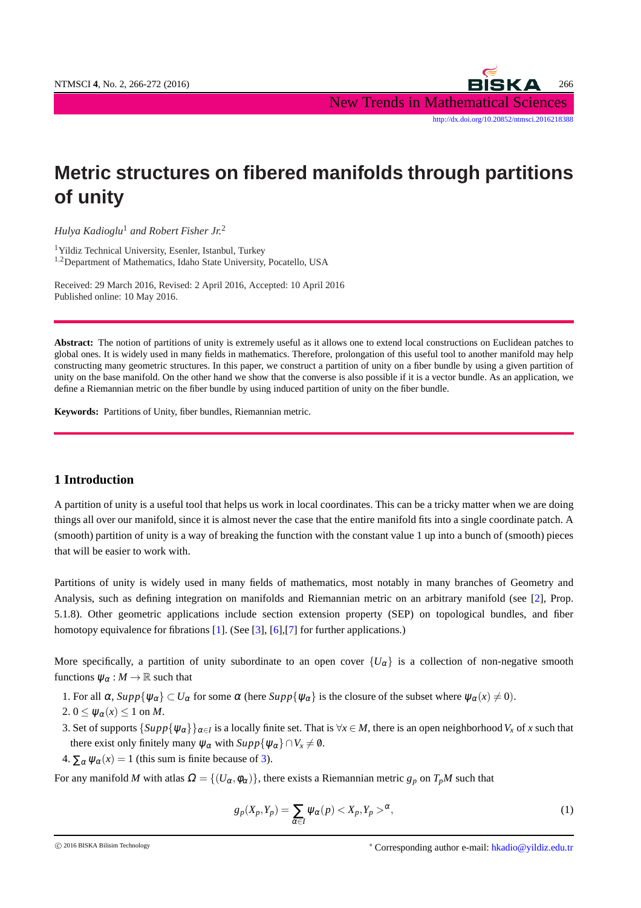# Metric structures on fibered manifolds through partitions of unity

*Hulya Kadioglu*[1] *and Robert Fisher Jr.*[2]

[1]Yildiz Technical University, Esenler, Istanbul, Turkey
[1,2]Department of Mathematics, Idaho State University, Pocatello, USA

Received: 29 March 2016, Revised: 2 April 2016, Accepted: 10 April 2016
Published online: 10 May 2016.

**Abstract:** The notion of partitions of unity is extremely useful as it allows one to extend local constructions on Euclidean patches to global ones. It is widely used in many fields in mathematics. Therefore, prolongation of this useful tool to another manifold may help constructing many geometric structures. In this paper, we construct a partition of unity on a fiber bundle by using a given partition of unity on the base manifold. On the other hand we show that the converse is also possible if it is a vector bundle. As an application, we define a Riemannian metric on the fiber bundle by using induced partition of unity on the fiber bundle.

**Keywords:** Partitions of Unity, fiber bundles, Riemannian metric.

## 1 Introduction

A partition of unity is a useful tool that helps us work in local coordinates. This can be a tricky matter when we are doing things all over our manifold, since it is almost never the case that the entire manifold fits into a single coordinate patch. A (smooth) partition of unity is a way of breaking the function with the constant value 1 up into a bunch of (smooth) pieces that will be easier to work with.

Partitions of unity is widely used in many fields of mathematics, most notably in many branches of Geometry and Analysis, such as defining integration on manifolds and Riemannian metric on an arbitrary manifold (see [2], Prop. 5.1.8). Other geometric applications include section extension property (SEP) on topological bundles, and fiber homotopy equivalence for fibrations [1]. (See [3], [6],[7] for further applications.)

More specifically, a partition of unity subordinate to an open cover $\{U_\alpha\}$ is a collection of non-negative smooth functions $\psi_\alpha : M \to \mathbb{R}$ such that

1. For all $\alpha$, $Supp\{\psi_\alpha\} \subset U_\alpha$ for some $\alpha$ (here $Supp\{\psi_\alpha\}$ is the closure of the subset where $\psi_\alpha(x) \neq 0$).
2. $0 \leq \psi_\alpha(x) \leq 1$ on $M$.
3. Set of supports $\{Supp\{\psi_\alpha\}\}_{\alpha\in I}$ is a locally finite set. That is $\forall x \in M$, there is an open neighborhood $V_x$ of $x$ such that there exist only finitely many $\psi_\alpha$ with $Supp\{\psi_\alpha\} \cap V_x \neq \emptyset$.
4. $\sum_\alpha \psi_\alpha(x) = 1$ (this sum is finite because of 3).

For any manifold $M$ with atlas $\Omega = \{(U_\alpha, \phi_\alpha)\}$, there exists a Riemannian metric $g_p$ on $T_pM$ such that

$$g_p(X_p, Y_p) = \sum_{\alpha \in I} \psi_\alpha(p) < X_p, Y_p >^\alpha, \tag{1}$$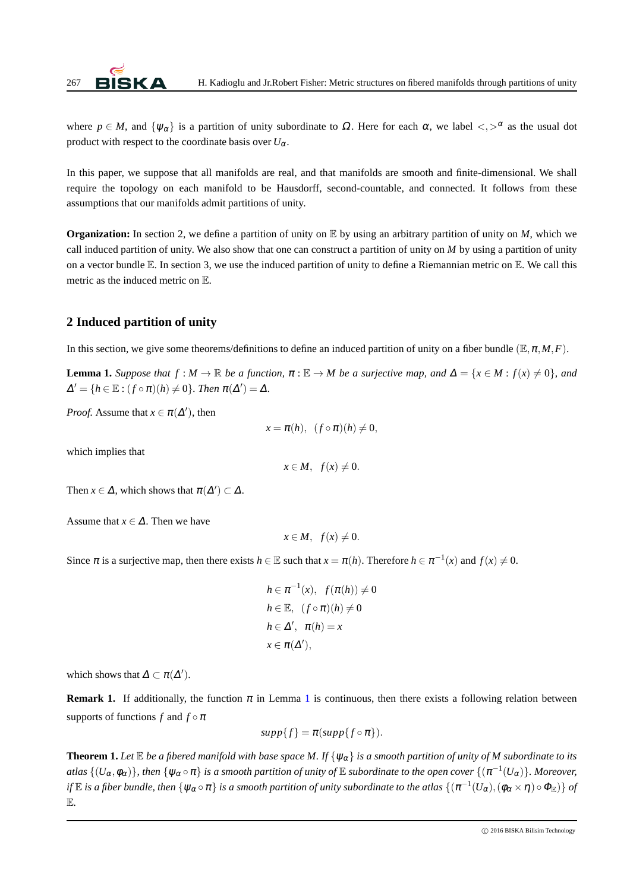where $p \in M$, and $\{\psi_\alpha\}$ is a partition of unity subordinate to $\Omega$. Here for each $\alpha$, we label $<,>^\alpha$ as the usual dot product with respect to the coordinate basis over $U_\alpha$.

In this paper, we suppose that all manifolds are real, and that manifolds are smooth and finite-dimensional. We shall require the topology on each manifold to be Hausdorff, second-countable, and connected. It follows from these assumptions that our manifolds admit partitions of unity.

**Organization:** In section 2, we define a partition of unity on $\mathbb{E}$ by using an arbitrary partition of unity on $M$, which we call induced partition of unity. We also show that one can construct a partition of unity on $M$ by using a partition of unity on a vector bundle $\mathbb{E}$. In section 3, we use the induced partition of unity to define a Riemannian metric on $\mathbb{E}$. We call this metric as the induced metric on $\mathbb{E}$.

## 2 Induced partition of unity

In this section, we give some theorems/definitions to define an induced partition of unity on a fiber bundle $(\mathbb{E}, \pi, M, F)$.

**Lemma 1.** *Suppose that $f : M \to \mathbb{R}$ be a function, $\pi : \mathbb{E} \to M$ be a surjective map, and $\Delta = \{x \in M : f(x) \neq 0\}$, and $\Delta' = \{h \in \mathbb{E} : (f \circ \pi)(h) \neq 0\}$. Then $\pi(\Delta') = \Delta$.*

*Proof.* Assume that $x \in \pi(\Delta')$, then

$$x = \pi(h), \ \ (f \circ \pi)(h) \neq 0,$$

which implies that

$$x \in M, \ \ f(x) \neq 0.$$

Then $x \in \Delta$, which shows that $\pi(\Delta') \subset \Delta$.

Assume that $x \in \Delta$. Then we have

$$x \in M, \ \ f(x) \neq 0.$$

Since $\pi$ is a surjective map, then there exists $h \in \mathbb{E}$ such that $x = \pi(h)$. Therefore $h \in \pi^{-1}(x)$ and $f(x) \neq 0$.

$$\begin{aligned}
&h \in \pi^{-1}(x), \ \ f(\pi(h)) \neq 0 \\
&h \in \mathbb{E}, \ \ (f \circ \pi)(h) \neq 0 \\
&h \in \Delta', \ \ \pi(h) = x \\
&x \in \pi(\Delta'),
\end{aligned}$$

which shows that $\Delta \subset \pi(\Delta')$.

**Remark 1.** If additionally, the function $\pi$ in Lemma 1 is continuous, then there exists a following relation between supports of functions $f$ and $f \circ \pi$

$$supp\{f\} = \pi(supp\{f \circ \pi\}).$$

**Theorem 1.** *Let $\mathbb{E}$ be a fibered manifold with base space $M$. If $\{\psi_\alpha\}$ is a smooth partition of unity of $M$ subordinate to its atlas $\{(U_\alpha, \phi_\alpha)\}$, then $\{\psi_\alpha \circ \pi\}$ is a smooth partition of unity of $\mathbb{E}$ subordinate to the open cover $\{(\pi^{-1}(U_\alpha)\}$. Moreover, if $\mathbb{E}$ is a fiber bundle, then $\{\psi_\alpha \circ \pi\}$ is a smooth partition of unity subordinate to the atlas $\{(\pi^{-1}(U_\alpha), (\phi_\alpha \times \eta) \circ \Phi_{\mathbb{E}})\}$ of $\mathbb{E}$.*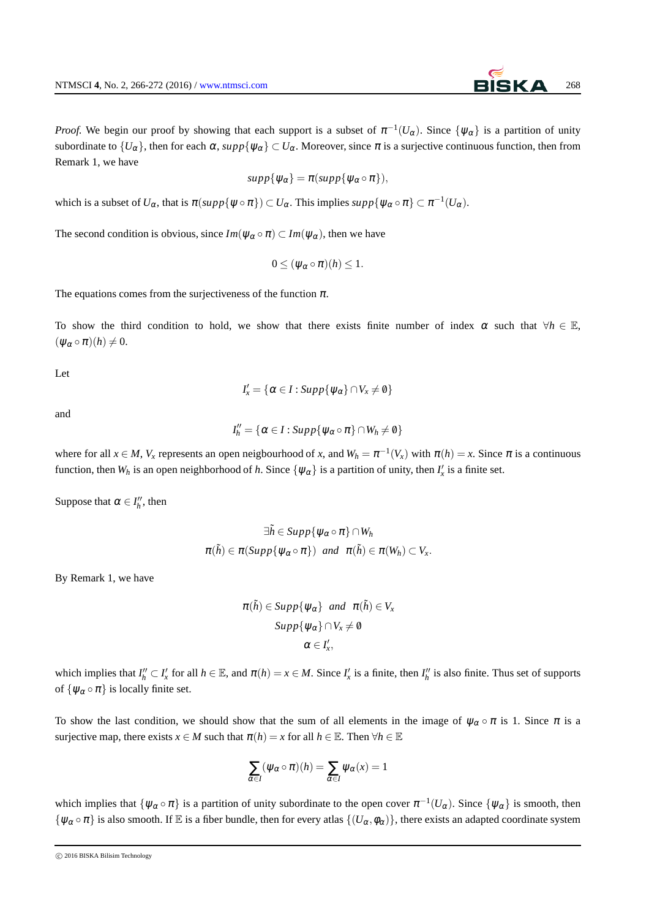*Proof.* We begin our proof by showing that each support is a subset of $\pi^{-1}(U_\alpha)$. Since $\{\psi_\alpha\}$ is a partition of unity subordinate to $\{U_\alpha\}$, then for each $\alpha$, $supp\{\psi_\alpha\} \subset U_\alpha$. Moreover, since $\pi$ is a surjective continuous function, then from Remark 1, we have

$$supp\{\psi_\alpha\} = \pi(supp\{\psi_\alpha \circ \pi\}),$$

which is a subset of $U_\alpha$, that is $\pi(supp\{\psi \circ \pi\}) \subset U_\alpha$. This implies $supp\{\psi_\alpha \circ \pi\} \subset \pi^{-1}(U_\alpha)$.

The second condition is obvious, since $Im(\psi_\alpha \circ \pi) \subset Im(\psi_\alpha)$, then we have

$$0 \leq (\psi_\alpha \circ \pi)(h) \leq 1.$$

The equations comes from the surjectiveness of the function $\pi$.

To show the third condition to hold, we show that there exists finite number of index $\alpha$ such that $\forall h \in \mathbb{E}$, $(\psi_\alpha \circ \pi)(h) \neq 0$.

Let

$$I'_x = \{\alpha \in I : Supp\{\psi_\alpha\} \cap V_x \neq \emptyset\}$$

and

$$I''_h = \{\alpha \in I : Supp\{\psi_\alpha \circ \pi\} \cap W_h \neq \emptyset\}$$

where for all $x \in M$, $V_x$ represents an open neigbourhood of $x$, and $W_h = \pi^{-1}(V_x)$ with $\pi(h) = x$. Since $\pi$ is a continuous function, then $W_h$ is an open neighborhood of $h$. Since $\{\psi_\alpha\}$ is a partition of unity, then $I'_x$ is a finite set.

Suppose that $\alpha \in I''_h$, then

$$\exists \tilde{h} \in Supp\{\psi_\alpha \circ \pi\} \cap W_h$$
$$\pi(\tilde{h}) \in \pi(Supp\{\psi_\alpha \circ \pi\}) \ \ and \ \ \pi(\tilde{h}) \in \pi(W_h) \subset V_x.$$

By Remark 1, we have

$$\pi(\tilde{h}) \in Supp\{\psi_\alpha\} \ \ and \ \ \pi(\tilde{h}) \in V_x$$
$$Supp\{\psi_\alpha\} \cap V_x \neq \emptyset$$
$$\alpha \in I'_x,$$

which implies that $I''_h \subset I'_x$ for all $h \in \mathbb{E}$, and $\pi(h) = x \in M$. Since $I'_x$ is a finite, then $I''_h$ is also finite. Thus set of supports of $\{\psi_\alpha \circ \pi\}$ is locally finite set.

To show the last condition, we should show that the sum of all elements in the image of $\psi_\alpha \circ \pi$ is 1. Since $\pi$ is a surjective map, there exists $x \in M$ such that $\pi(h) = x$ for all $h \in \mathbb{E}$. Then $\forall h \in \mathbb{E}$

$$\sum_{\alpha \in I} (\psi_\alpha \circ \pi)(h) = \sum_{\alpha \in I} \psi_\alpha(x) = 1$$

which implies that $\{\psi_\alpha \circ \pi\}$ is a partition of unity subordinate to the open cover $\pi^{-1}(U_\alpha)$. Since $\{\psi_\alpha\}$ is smooth, then $\{\psi_\alpha \circ \pi\}$ is also smooth. If $\mathbb{E}$ is a fiber bundle, then for every atlas $\{(U_\alpha, \phi_\alpha)\}$, there exists an adapted coordinate system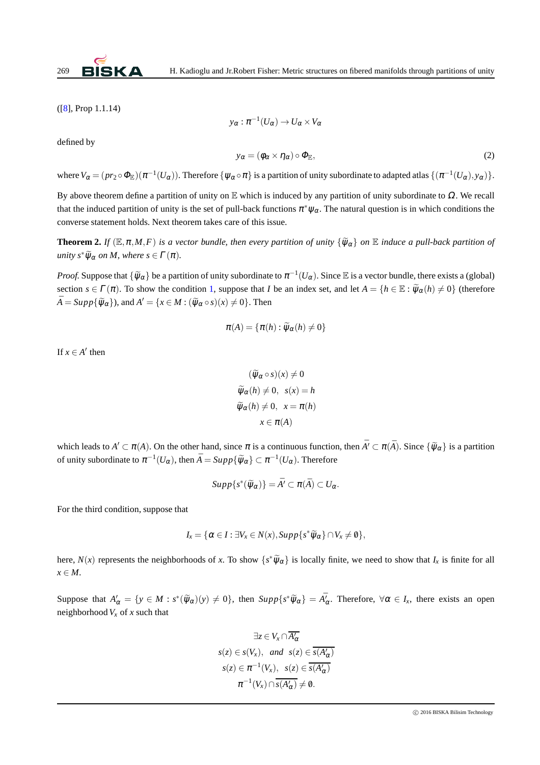([8], Prop 1.1.14)

$$y_\alpha : \pi^{-1}(U_\alpha) \to U_\alpha \times V_\alpha$$

defined by

$$y_\alpha = (\phi_\alpha \times \eta_\alpha) \circ \Phi_{\mathbb{E}}, \tag{2}$$

where $V_\alpha = (pr_2 \circ \Phi_{\mathbb{E}})(\pi^{-1}(U_\alpha))$. Therefore $\{\psi_\alpha \circ \pi\}$ is a partition of unity subordinate to adapted atlas $\{(\pi^{-1}(U_\alpha), y_\alpha)\}$.

By above theorem define a partition of unity on $\mathbb{E}$ which is induced by any partition of unity subordinate to $\Omega$. We recall that the induced partition of unity is the set of pull-back functions $\pi^*\psi_\alpha$. The natural question is in which conditions the converse statement holds. Next theorem takes care of this issue.

**Theorem 2.** *If $(\mathbb{E}, \pi, M, F)$ is a vector bundle, then every partition of unity $\{\widetilde{\psi}_\alpha\}$ on $\mathbb{E}$ induce a pull-back partition of unity $s^*\widetilde{\psi}_\alpha$ on $M$, where $s \in \Gamma(\pi)$.*

*Proof.* Suppose that $\{\widetilde{\psi}_\alpha\}$ be a partition of unity subordinate to $\pi^{-1}(U_\alpha)$. Since $\mathbb{E}$ is a vector bundle, there exists a (global) section $s \in \Gamma(\pi)$. To show the condition 1, suppose that $I$ be an index set, and let $A = \{h \in \mathbb{E} : \widetilde{\psi}_\alpha(h) \neq 0\}$ (therefore $\bar{A} = Supp\{\widetilde{\psi}_\alpha\}$), and $A' = \{x \in M : (\widetilde{\psi}_\alpha \circ s)(x) \neq 0\}$. Then

$$\pi(A) = \{\pi(h) : \widetilde{\psi}_\alpha(h) \neq 0\}$$

If $x \in A'$ then

$$(\widetilde{\psi}_\alpha \circ s)(x) \neq 0$$
$$\widetilde{\psi}_\alpha(h) \neq 0, \;\; s(x) = h$$
$$\widetilde{\psi}_\alpha(h) \neq 0, \;\; x = \pi(h)$$
$$x \in \pi(A)$$

which leads to $A' \subset \pi(A)$. On the other hand, since $\pi$ is a continuous function, then $\bar{A'} \subset \pi(\bar{A})$. Since $\{\widetilde{\psi}_\alpha\}$ is a partition of unity subordinate to $\pi^{-1}(U_\alpha)$, then $\bar{A} = Supp\{\widetilde{\psi}_\alpha\} \subset \pi^{-1}(U_\alpha)$. Therefore

$$Supp\{s^*(\widetilde{\psi}_\alpha)\} = \bar{A'} \subset \pi(\bar{A}) \subset U_\alpha.$$

For the third condition, suppose that

$$I_x = \{\alpha \in I : \exists V_x \in N(x), Supp\{s^*\widetilde{\psi}_\alpha\} \cap V_x \neq \emptyset\},$$

here, $N(x)$ represents the neighborhoods of $x$. To show $\{s^*\widetilde{\psi}_\alpha\}$ is locally finite, we need to show that $I_x$ is finite for all $x \in M$.

Suppose that $A'_\alpha = \{y \in M : s^*(\widetilde{\psi}_\alpha)(y) \neq 0\}$, then $Supp\{s^*\widetilde{\psi}_\alpha\} = \bar{A'_\alpha}$. Therefore, $\forall \alpha \in I_x$, there exists an open neighborhood $V_x$ of $x$ such that

$$\exists z \in V_x \cap \overline{A'_\alpha}$$
$$s(z) \in s(V_x), \;\; and \;\; s(z) \in \overline{s(A'_\alpha)}$$
$$s(z) \in \pi^{-1}(V_x), \;\; s(z) \in \overline{s(A'_\alpha)}$$
$$\pi^{-1}(V_x) \cap \overline{s(A'_\alpha)} \neq \emptyset.$$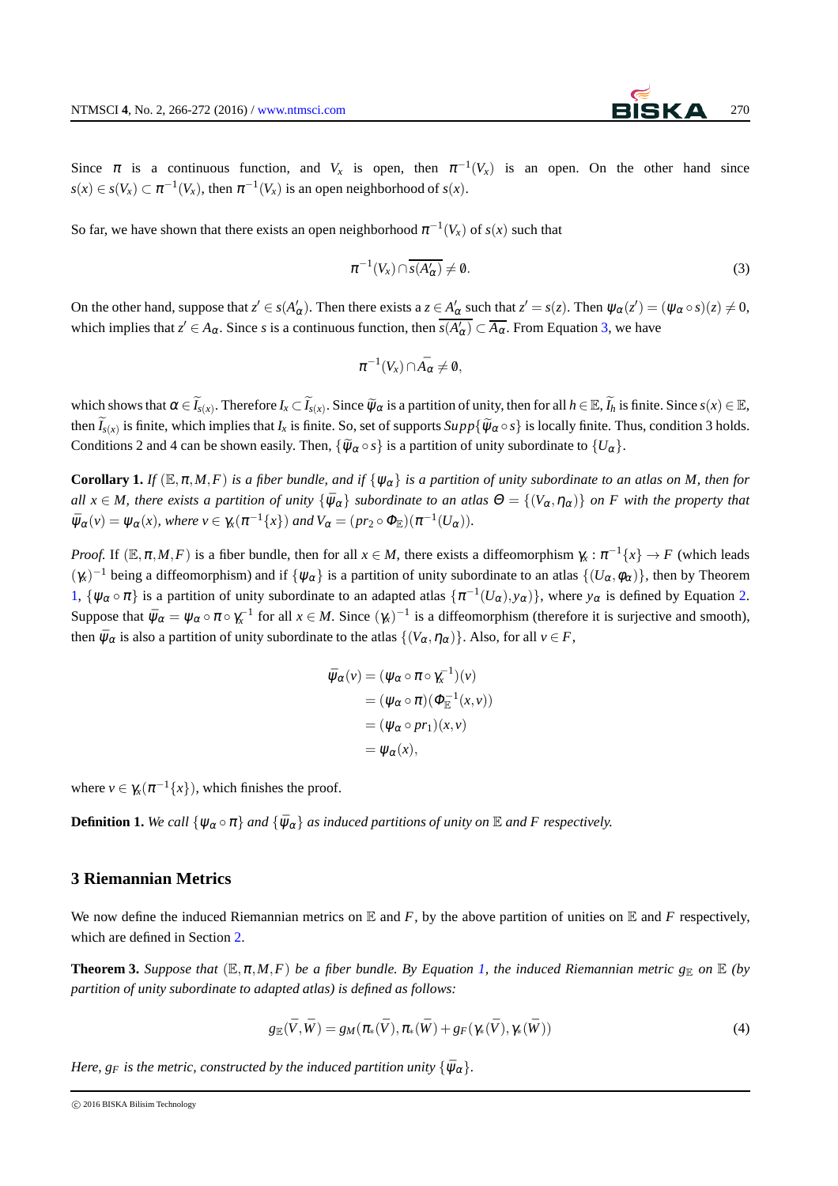Since $\pi$ is a continuous function, and $V_x$ is open, then $\pi^{-1}(V_x)$ is an open. On the other hand since $s(x) \in s(V_x) \subset \pi^{-1}(V_x)$, then $\pi^{-1}(V_x)$ is an open neighborhood of $s(x)$.

So far, we have shown that there exists an open neighborhood $\pi^{-1}(V_x)$ of $s(x)$ such that

$$\pi^{-1}(V_x) \cap \overline{s(A'_\alpha)} \neq \emptyset. \tag{3}$$

On the other hand, suppose that $z' \in s(A'_\alpha)$. Then there exists a $z \in A'_\alpha$ such that $z' = s(z)$. Then $\psi_\alpha(z') = (\psi_\alpha \circ s)(z) \neq 0$, which implies that $z' \in A_\alpha$. Since $s$ is a continuous function, then $\overline{s(A'_\alpha)} \subset \overline{A_\alpha}$. From Equation 3, we have

$$\pi^{-1}(V_x) \cap \bar{A_\alpha} \neq \emptyset,$$

which shows that $\alpha \in \widetilde{I}_{s(x)}$. Therefore $I_x \subset \widetilde{I}_{s(x)}$. Since $\widetilde{\psi}_\alpha$ is a partition of unity, then for all $h \in \mathbb{E}$, $\widetilde{I}_h$ is finite. Since $s(x) \in \mathbb{E}$, then $\widetilde{I}_{s(x)}$ is finite, which implies that $I_x$ is finite. So, set of supports $Supp\{\widetilde{\psi}_\alpha \circ s\}$ is locally finite. Thus, condition 3 holds. Conditions 2 and 4 can be shown easily. Then, $\{\widetilde{\psi}_\alpha \circ s\}$ is a partition of unity subordinate to $\{U_\alpha\}$.

**Corollary 1.** *If $(\mathbb{E}, \pi, M, F)$ is a fiber bundle, and if $\{\psi_\alpha\}$ is a partition of unity subordinate to an atlas on $M$, then for all $x \in M$, there exists a partition of unity $\{\bar{\psi}_\alpha\}$ subordinate to an atlas $\Theta = \{(V_\alpha, \eta_\alpha)\}$ on $F$ with the property that $\bar{\psi}_\alpha(v) = \psi_\alpha(x)$, where $v \in \gamma_x(\pi^{-1}\{x\})$ and $V_\alpha = (pr_2 \circ \Phi_{\mathbb{E}})(\pi^{-1}(U_\alpha))$.*

*Proof.* If $(\mathbb{E}, \pi, M, F)$ is a fiber bundle, then for all $x \in M$, there exists a diffeomorphism $\gamma_x : \pi^{-1}\{x\} \to F$ (which leads $(\gamma_x)^{-1}$ being a diffeomorphism) and if $\{\psi_\alpha\}$ is a partition of unity subordinate to an atlas $\{(U_\alpha, \phi_\alpha)\}$, then by Theorem 1, $\{\psi_\alpha \circ \pi\}$ is a partition of unity subordinate to an adapted atlas $\{\pi^{-1}(U_\alpha), y_\alpha)\}$, where $y_\alpha$ is defined by Equation 2. Suppose that $\bar{\psi}_\alpha = \psi_\alpha \circ \pi \circ \gamma_x^{-1}$ for all $x \in M$. Since $(\gamma_x)^{-1}$ is a diffeomorphism (therefore it is surjective and smooth), then $\bar{\psi}_\alpha$ is also a partition of unity subordinate to the atlas $\{(V_\alpha, \eta_\alpha)\}$. Also, for all $v \in F$,

$$\begin{aligned}
\bar{\psi}_\alpha(v) &= (\psi_\alpha \circ \pi \circ \gamma_x^{-1})(v) \\
&= (\psi_\alpha \circ \pi)(\Phi_{\mathbb{E}}^{-1}(x, v)) \\
&= (\psi_\alpha \circ pr_1)(x, v) \\
&= \psi_\alpha(x),
\end{aligned}$$

where $v \in \gamma_x(\pi^{-1}\{x\})$, which finishes the proof.

**Definition 1.** *We call $\{\psi_\alpha \circ \pi\}$ and $\{\bar{\psi}_\alpha\}$ as induced partitions of unity on $\mathbb{E}$ and $F$ respectively.*

## 3 Riemannian Metrics

We now define the induced Riemannian metrics on $\mathbb{E}$ and $F$, by the above partition of unities on $\mathbb{E}$ and $F$ respectively, which are defined in Section 2.

**Theorem 3.** *Suppose that $(\mathbb{E}, \pi, M, F)$ be a fiber bundle. By Equation 1, the induced Riemannian metric $g_{\mathbb{E}}$ on $\mathbb{E}$ (by partition of unity subordinate to adapted atlas) is defined as follows:*

$$g_{\mathbb{E}}(\bar{V}, \bar{W}) = g_M(\pi_*(\bar{V}), \pi_*(\bar{W})) + g_F(\gamma_*(\bar{V}), \gamma_*(\bar{W})) \tag{4}$$

*Here, $g_F$ is the metric, constructed by the induced partition unity $\{\bar{\psi}_\alpha\}$.*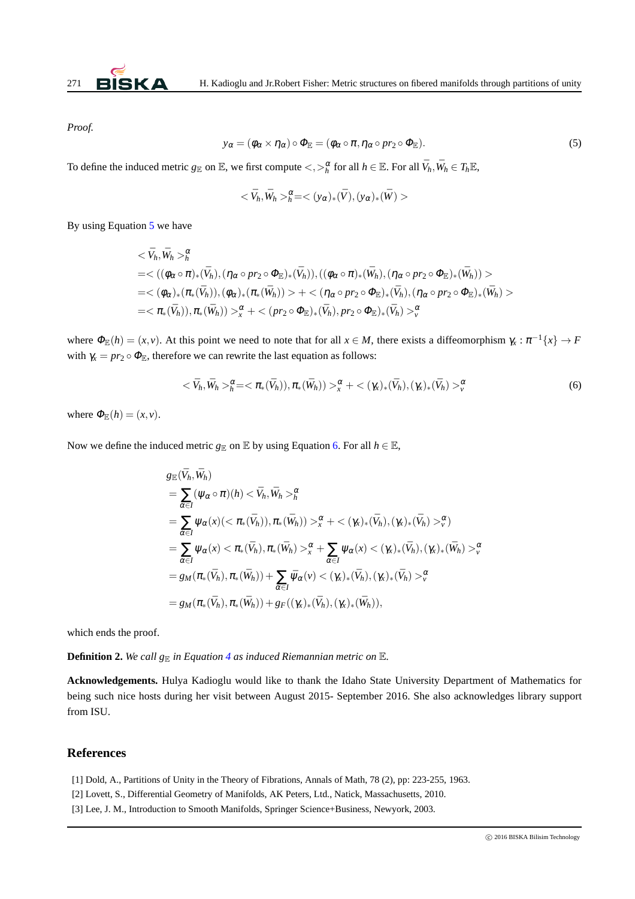*Proof.*

$$y_\alpha = (\phi_\alpha \times \eta_\alpha) \circ \Phi_{\mathbb{E}} = (\phi_\alpha \circ \pi, \eta_\alpha \circ pr_2 \circ \Phi_{\mathbb{E}}). \tag{5}$$

To define the induced metric $g_{\mathbb{E}}$ on $\mathbb{E}$, we first compute $<,>_h^\alpha$ for all $h \in \mathbb{E}$. For all $\bar{V}_h, \bar{W}_h \in T_h\mathbb{E}$,

$$<\bar{V}_h, \bar{W}_h>_h^\alpha = <(y_\alpha)_*(\bar{V}), (y_\alpha)_*(\bar{W})>$$

By using Equation 5 we have

$$\begin{aligned}
&<\bar{V}_h, \bar{W}_h>_h^\alpha \\
&= <((\phi_\alpha \circ \pi)_*(\bar{V}_h), (\eta_\alpha \circ pr_2 \circ \Phi_{\mathbb{E}})_*(\bar{V}_h)), ((\phi_\alpha \circ \pi)_*(\bar{W}_h), (\eta_\alpha \circ pr_2 \circ \Phi_{\mathbb{E}})_*(\bar{W}_h))> \\
&= <(\phi_\alpha)_*(\pi_*(\bar{V}_h)), (\phi_\alpha)_*(\pi_*(\bar{W}_h))> + <(\eta_\alpha \circ pr_2 \circ \Phi_{\mathbb{E}})_*(\bar{V}_h), (\eta_\alpha \circ pr_2 \circ \Phi_{\mathbb{E}})_*(\bar{W}_h)> \\
&= <\pi_*(\bar{V}_h)), \pi_*(\bar{W}_h))>_x^\alpha + <(pr_2 \circ \Phi_{\mathbb{E}})_*(\bar{V}_h), pr_2 \circ \Phi_{\mathbb{E}})_*(\bar{V}_h)>_v^\alpha
\end{aligned}$$

where $\Phi_{\mathbb{E}}(h) = (x, v)$. At this point we need to note that for all $x \in M$, there exists a diffeomorphism $\gamma_x : \pi^{-1}\{x\} \to F$ with $\gamma_x = pr_2 \circ \Phi_{\mathbb{E}}$, therefore we can rewrite the last equation as follows:

$$<\bar{V}_h, \bar{W}_h>_h^\alpha = <\pi_*(\bar{V}_h)), \pi_*(\bar{W}_h))>_x^\alpha + <(\gamma_x)_*(\bar{V}_h), (\gamma_x)_*(\bar{V}_h)>_v^\alpha \tag{6}$$

where $\Phi_{\mathbb{E}}(h) = (x, v)$.

Now we define the induced metric $g_{\mathbb{E}}$ on $\mathbb{E}$ by using Equation 6. For all $h \in \mathbb{E}$,

$$\begin{aligned}
&g_{\mathbb{E}}(\bar{V}_h, \bar{W}_h) \\
&= \sum_{\alpha \in I} (\psi_\alpha \circ \pi)(h) <\bar{V}_h, \bar{W}_h>_h^\alpha \\
&= \sum_{\alpha \in I} \psi_\alpha(x)(<\pi_*(\bar{V}_h)), \pi_*(\bar{W}_h))>_x^\alpha + <(\gamma_x)_*(\bar{V}_h), (\gamma_x)_*(\bar{V}_h)>_v^\alpha) \\
&= \sum_{\alpha \in I} \psi_\alpha(x) <\pi_*(\bar{V}_h), \pi_*(\bar{W}_h)>_x^\alpha + \sum_{\alpha \in I} \psi_\alpha(x) <(\gamma_x)_*(\bar{V}_h), (\gamma_x)_*(\bar{W}_h)>_v^\alpha \\
&= g_M(\pi_*(\bar{V}_h), \pi_*(\bar{W}_h)) + \sum_{\alpha \in I} \bar{\psi}_\alpha(v) <(\gamma_x)_*(\bar{V}_h), (\gamma_x)_*(\bar{V}_h)>_v^\alpha \\
&= g_M(\pi_*(\bar{V}_h), \pi_*(\bar{W}_h)) + g_F((\gamma_x)_*(\bar{V}_h), (\gamma_x)_*(\bar{W}_h)),
\end{aligned}$$

which ends the proof.

**Definition 2.** *We call $g_{\mathbb{E}}$ in Equation 4 as induced Riemannian metric on $\mathbb{E}$.*

**Acknowledgements.** Hulya Kadioglu would like to thank the Idaho State University Department of Mathematics for being such nice hosts during her visit between August 2015- September 2016. She also acknowledges library support from ISU.

## References

[1] Dold, A., Partitions of Unity in the Theory of Fibrations, Annals of Math, 78 (2), pp: 223-255, 1963.

[2] Lovett, S., Differential Geometry of Manifolds, AK Peters, Ltd., Natick, Massachusetts, 2010.

[3] Lee, J. M., Introduction to Smooth Manifolds, Springer Science+Business, Newyork, 2003.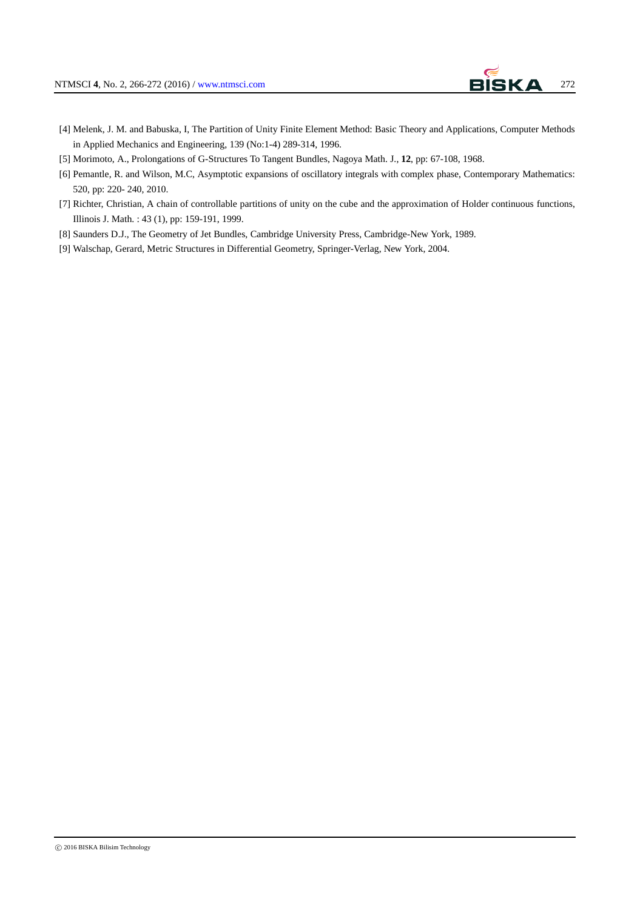[4] Melenk, J. M. and Babuska, I, The Partition of Unity Finite Element Method: Basic Theory and Applications, Computer Methods in Applied Mechanics and Engineering, 139 (No:1-4) 289-314, 1996.

[5] Morimoto, A., Prolongations of G-Structures To Tangent Bundles, Nagoya Math. J., **12**, pp: 67-108, 1968.

[6] Pemantle, R. and Wilson, M.C, Asymptotic expansions of oscillatory integrals with complex phase, Contemporary Mathematics: 520, pp: 220- 240, 2010.

[7] Richter, Christian, A chain of controllable partitions of unity on the cube and the approximation of Holder continuous functions, Illinois J. Math. : 43 (1), pp: 159-191, 1999.

[8] Saunders D.J., The Geometry of Jet Bundles, Cambridge University Press, Cambridge-New York, 1989.

[9] Walschap, Gerard, Metric Structures in Differential Geometry, Springer-Verlag, New York, 2004.